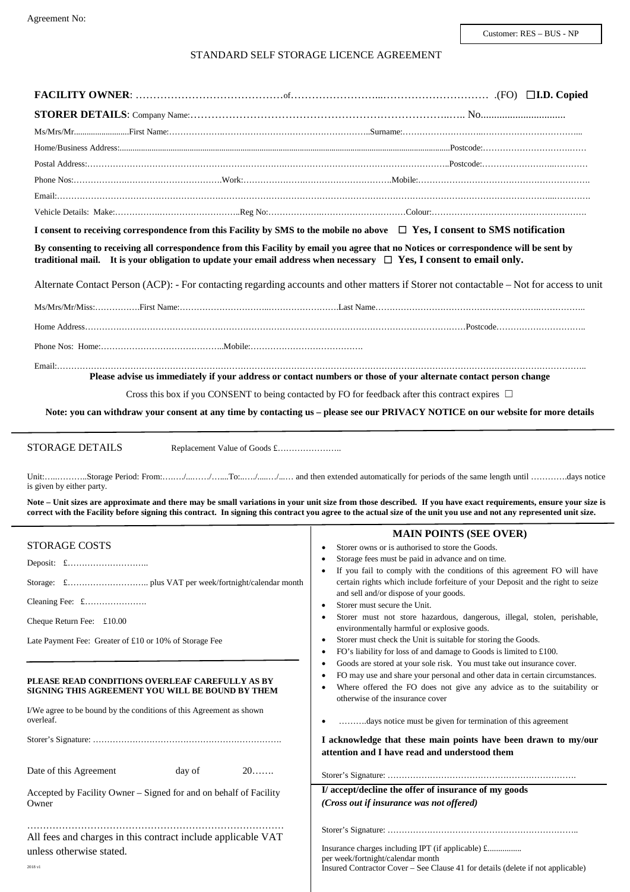Agreement No:

Customer: RES – BUS - NP

STANDARD SELF STORAGE LICENCE AGREEMENT

**FACILITY OWNER**: ……………………………………of……………………..………………………… .(FO) ☐**I.D. Copied**

**STORER DETAILS**: Company Name:…………………………………………………………….….. No.................................

Ms/Mrs/Mr.........................First Name:……………….……………………………………………..Surname:……………………..……………………………...

Home/Business Address:.......................................................................................................................................................Postcode:…………………………….……

Postal Address:………………………………………………………………………………………………………………..Postcode:…………………..…………

Phone Nos:……………….………………………….Work:………………….…………………………..Mobile:…………………………………………………….

Email:……………………………………………………………………………………………………………………………………………………...………….

Vehicle Details: Make:…………….……………………..Reg No:…………………..…………………… Colour:……………………………………………….

**I consent to receiving correspondence from this Facility by SMS to the mobile no above ☐ Yes, I consent to SMS notification**

**By consenting to receiving all correspondence from this Facility by email you agree that no Notices or correspondence will be sent by traditional mail. It is your obligation to update your email address when necessary ☐ Yes, I consent to email only.**

Alternate Contact Person (ACP): - For contacting regarding accounts and other matters if Storer not contactable – Not for access to unit

Ms/Mrs/Mr/Miss:…………….First Name:…………………………..…………………….Last Name……………………………………………….…………..

Home Address……………………………………………………………………………………………………………………Postcode…………………………..

Phone Nos: Home:……………………………………..Mobile:………………………………….

Email:……………………………………………………………………………………………………………………………………………………………..

**Please advise us immediately if your address or contact numbers or those of your alternate contact person change**

Cross this box if you CONSENT to being contacted by FO for feedback after this contract expires ☐

**Note: you can withdraw your consent at any time by contacting us – please see our PRIVACY NOTICE on our website for more details**

STORAGE DETAILS Replacement Value of Goods £…………………..

Unit:…..………..Storage Period: From:….…/..../…...To:…./...../..… and then extended automatically for periods of the same length until ………….days notice is given by either party.

**Note – Unit sizes are approximate and there may be small variations in your unit size from those described. If you have exact requirements, ensure your size is correct with the Facility before signing this contract. In signing this contract you agree to the actual size of the unit you use and not any represented unit size.**

STORAGE COSTS

Deposit: £………………………..

Storage: £……………………….. plus VAT per week/fortnight/calendar month

Cleaning Fee: £………………….

Cheque Return Fee: £10.00

Late Payment Fee: Greater of £10 or 10% of Storage Fee

**PLEASE READ CONDITIONS OVERLEAF CAREFULLY AS BY SIGNING THIS AGREEMENT YOU WILL BE BOUND BY THEM**

I/We agree to be bound by the conditions of this Agreement as shown overleaf.

Storer's Signature: ………………………………………………………….

Date of this Agreement day of 20…….

Accepted by Facility Owner – Signed for and on behalf of Facility Owner

………………………………………………………………………

All fees and charges in this contract include applicable VAT unless otherwise stated.

2018 v1

## MAIN POINTS (SEE OVER)

- Storer owns or is authorised to store the Goods.
- Storage fees must be paid in advance and on time.
- If you fail to comply with the conditions of this agreement FO will have certain rights which include forfeiture of your Deposit and the right to seize and sell and/or dispose of your goods.
- Storer must secure the Unit.
- Storer must not store hazardous, dangerous, illegal, stolen, perishable, environmentally harmful or explosive goods.
- Storer must check the Unit is suitable for storing the Goods.
- FO's liability for loss of and damage to Goods is limited to £100.
- Goods are stored at your sole risk. You must take out insurance cover.
- FO may use and share your personal and other data in certain circumstances.
- Where offered the FO does not give any advice as to the suitability or otherwise of the insurance cover
- ……….days notice must be given for termination of this agreement

**I acknowledge that these main points have been drawn to my/our attention and I have read and understood them**

Storer's Signature: ………………………………………………………….

**I/ accept/decline the offer of insurance of my goods**
***(Cross out if insurance was not offered)***

Storer's Signature: …………………………………………………………..

Insurance charges including IPT (if applicable) £................
per week/fortnight/calendar month
Insured Contractor Cover – See Clause 41 for details (delete if not applicable)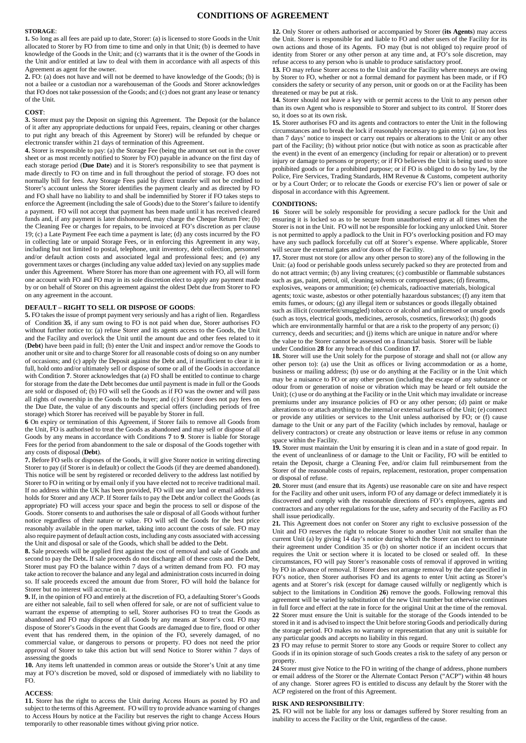# CONDITIONS OF AGREEMENT

**STORAGE**:

**1.** So long as all fees are paid up to date, Storer: (a) is licensed to store Goods in the Unit allocated to Storer by FO from time to time and only in that Unit; (b) is deemed to have knowledge of the Goods in the Unit; and (c) warrants that it is the owner of the Goods in the Unit and/or entitled at law to deal with them in accordance with all aspects of this Agreement as agent for the owner.

**2.** FO: (a) does not have and will not be deemed to have knowledge of the Goods; (b) is not a bailee or a custodian nor a warehouseman of the Goods and Storer acknowledges that FO does not take possession of the Goods; and (c) does not grant any lease or tenancy of the Unit.

**COST**:

**3.** Storer must pay the Deposit on signing this Agreement. The Deposit (or the balance of it after any appropriate deductions for unpaid Fees, repairs, cleaning or other charges to put right any breach of this Agreement by Storer) will be refunded by cheque or electronic transfer within 21 days of termination of this Agreement.

**4.** Storer is responsible to pay: (a) the Storage Fee (being the amount set out in the cover sheet or as most recently notified to Storer by FO) payable in advance on the first day of each storage period (**Due Date**) and it is Storer's responsibility to see that payment is made directly to FO on time and in full throughout the period of storage. FO does not normally bill for fees. Any Storage Fees paid by direct transfer will not be credited to Storer's account unless the Storer identifies the payment clearly and as directed by FO and FO shall have no liability to and shall be indemnified by Storer if FO takes steps to enforce the Agreement (including the sale of Goods) due to the Storer's failure to identify a payment. FO will not accept that payment has been made until it has received cleared funds and, if any payment is later dishonoured, may charge the Cheque Return Fee; (b) the Cleaning Fee or charges for repairs, to be invoiced at FO's discretion as per clause 19; (c) a Late Payment Fee each time a payment is late; (d) any costs incurred by the FO in collecting late or unpaid Storage Fees, or in enforcing this Agreement in any way, including but not limited to postal, telephone, unit inventory, debt collection, personnel and/or default action costs and associated legal and professional fees; and (e) any government taxes or charges (including any value added tax) levied on any supplies made under this Agreement. Where Storer has more than one agreement with FO, all will form one account with FO and FO may in its sole discretion elect to apply any payment made by or on behalf of Storer on this agreement against the oldest Debt due from Storer to FO on any agreement in the account.

**DEFAULT – RIGHT TO SELL OR DISPOSE OF GOODS**:

**5.** FO takes the issue of prompt payment very seriously and has a right of lien. Regardless of Condition **35**, if any sum owing to FO is not paid when due, Storer authorises FO without further notice to: (a) refuse Storer and its agents access to the Goods, the Unit and the Facility and overlock the Unit until the amount due and other fees related to it (**Debt**) have been paid in full; (b) enter the Unit and inspect and/or remove the Goods to another unit or site and to charge Storer for all reasonable costs of doing so on any number of occasions; and (c) apply the Deposit against the Debt and, if insufficient to clear it in full, hold onto and/or ultimately sell or dispose of some or all of the Goods in accordance with Condition **7**. Storer acknowledges that (a) FO shall be entitled to continue to charge for storage from the date the Debt becomes due until payment is made in full or the Goods are sold or disposed of; (b) FO will sell the Goods as if FO was the owner and will pass all rights of ownership in the Goods to the buyer; and (c) if Storer does not pay fees on the Due Date, the value of any discounts and special offers (including periods of free storage) which Storer has received will be payable by Storer in full.

**6** On expiry or termination of this Agreement, if Storer fails to remove all Goods from the Unit, FO is authorised to treat the Goods as abandoned and may sell or dispose of all Goods by any means in accordance with Conditions **7** to **9**. Storer is liable for Storage Fees for the period from abandonment to the sale or disposal of the Goods together with any costs of disposal (**Debt**).

**7.** Before FO sells or disposes of the Goods, it will give Storer notice in writing directing Storer to pay (if Storer is in default) or collect the Goods (if they are deemed abandoned). This notice will be sent by registered or recorded delivery to the address last notified by Storer to FO in writing or by email only if you have elected not to receive traditional mail. If no address within the UK has been provided, FO will use any land or email address it holds for Storer and any ACP. If Storer fails to pay the Debt and/or collect the Goods (as appropriate) FO will access your space and begin the process to sell or dispose of the Goods. Storer consents to and authorises the sale or disposal of all Goods without further notice regardless of their nature or value. FO will sell the Goods for the best price reasonably available in the open market, taking into account the costs of sale. FO may also require payment of default action costs, including any costs associated with accessing the Unit and disposal or sale of the Goods, which shall be added to the Debt.

**8.** Sale proceeds will be applied first against the cost of removal and sale of Goods and second to pay the Debt**.** If sale proceeds do not discharge all of these costs and the Debt, Storer must pay FO the balance within 7 days of a written demand from FO. FO may take action to recover the balance and any legal and administration costs incurred in doing so. If sale proceeds exceed the amount due from Storer, FO will hold the balance for Storer but no interest will accrue on it.

**9.** If, in the opinion of FO and entirely at the discretion of FO, a defaulting Storer's Goods are either not saleable, fail to sell when offered for sale, or are not of sufficient value to warrant the expense of attempting to sell, Storer authorises FO to treat the Goods as abandoned and FO may dispose of all Goods by any means at Storer's cost. FO may dispose of Storer's Goods in the event that Goods are damaged due to fire, flood or other event that has rendered them, in the opinion of the FO, severely damaged, of no commercial value, or dangerous to persons or property. FO does not need the prior approval of Storer to take this action but will send Notice to Storer within 7 days of assessing the goods

**10.** Any items left unattended in common areas or outside the Storer's Unit at any time may at FO's discretion be moved, sold or disposed of immediately with no liability to FO.

**ACCESS**:

**11.** Storer has the right to access the Unit during Access Hours as posted by FO and subject to the terms of this Agreement. FO will try to provide advance warning of changes to Access Hours by notice at the Facility but reserves the right to change Access Hours temporarily to other reasonable times without giving prior notice.

**12.** Only Storer or others authorised or accompanied by Storer (**its Agents**) may access the Unit. Storer is responsible for and liable to FO and other users of the Facility for its own actions and those of its Agents. FO may (but is not obliged to) require proof of identity from Storer or any other person at any time and, at FO's sole discretion, may refuse access to any person who is unable to produce satisfactory proof.

**13.** FO may refuse Storer access to the Unit and/or the Facility where moneys are owing by Storer to FO, whether or not a formal demand for payment has been made, or if FO considers the safety or security of any person, unit or goods on or at the Facility has been threatened or may be put at risk.

**14.** Storer should not leave a key with or permit access to the Unit to any person other than its own Agent who is responsible to Storer and subject to its control. If Storer does so, it does so at its own risk.

**15.** Storer authorises FO and its agents and contractors to enter the Unit in the following circumstances and to break the lock if reasonably necessary to gain entry: (a) on not less than 7 days' notice to inspect or carry out repairs or alterations to the Unit or any other part of the Facility; (b) without prior notice (but with notice as soon as practicable after the event) in the event of an emergency (including for repair or alteration) or to prevent injury or damage to persons or property; or if FO believes the Unit is being used to store prohibited goods or for a prohibited purpose; or if FO is obliged to do so by law, by the Police, Fire Services, Trading Standards, HM Revenue & Customs, competent authority or by a Court Order; or to relocate the Goods or exercise FO's lien or power of sale or disposal in accordance with this Agreement.

**CONDITIONS:**

**16** Storer will be solely responsible for providing a secure padlock for the Unit and ensuring it is locked so as to be secure from unauthorised entry at all times when the Storer is not in the Unit. FO will not be responsible for locking any unlocked Unit. Storer is not permitted to apply a padlock to the Unit in FO's overlocking position and FO may have any such padlock forcefully cut off at Storer's expense. Where applicable, Storer will secure the external gates and/or doors of the Facility.

**17.** Storer must not store (or allow any other person to store) any of the following in the Unit: (a) food or perishable goods unless securely packed so they are protected from and do not attract vermin; (b) any living creatures; (c) combustible or flammable substances such as gas, paint, petrol, oil, cleaning solvents or compressed gases; (d) firearms, explosives, weapons or ammunition; (e) chemicals, radioactive materials, biological agents; toxic waste, asbestos or other potentially hazardous substances; (f) any item that emits fumes, or odours; (g) any illegal item or substances or goods illegally obtained such as illicit (counterfeit/smuggled) tobacco or alcohol and unlicensed or unsafe goods (such as toys, electrical goods, medicines, aerosols, cosmetics, fireworks); (h) goods which are environmentally harmful or that are a risk to the property of any person; (i) currency, deeds and securities; and (j) items which are unique in nature and/or where the value to the Storer cannot be assessed on a financial basis. Storer will be liable under Condition **28** for any breach of this Condition **17**.

**18.** Storer will use the Unit solely for the purpose of storage and shall not (or allow any other person to): (a) use the Unit as offices or living accommodation or as a home, business or mailing address; (b) use or do anything at the Facility or in the Unit which may be a nuisance to FO or any other person (including the escape of any substance or odour from or generation of noise or vibration which may be heard or felt outside the Unit); (c) use or do anything at the Facility or in the Unit which may invalidate or increase premiums under any insurance policies of FO or any other person; (d) paint or make alterations to or attach anything to the internal or external surfaces of the Unit; (e) connect or provide any utilities or services to the Unit unless authorised by FO; or (f) cause damage to the Unit or any part of the Facility (which includes by removal, haulage or delivery contractors) or create any obstruction or leave items or refuse in any common space within the Facility.

**19.** Storer must maintain the Unit by ensuring it is clean and in a state of good repair. In the event of uncleanliness of or damage to the Unit or Facility, FO will be entitled to retain the Deposit, charge a Cleaning Fee, and/or claim full reimbursement from the Storer of the reasonable costs of repairs, replacement, restoration, proper compensation or disposal of refuse.

**20.** Storer must (and ensure that its Agents) use reasonable care on site and have respect for the Facility and other unit users, inform FO of any damage or defect immediately it is discovered and comply with the reasonable directions of FO's employees, agents and contractors and any other regulations for the use, safety and security of the Facility as FO shall issue periodically.

**21.** This Agreement does not confer on Storer any right to exclusive possession of the Unit and FO reserves the right to relocate Storer to another Unit not smaller than the current Unit (a) by giving 14 day's notice during which the Storer can elect to terminate their agreement under Condition 35 or (b) on shorter notice if an incident occurs that requires the Unit or section where it is located to be closed or sealed off. In these circumstances, FO will pay Storer's reasonable costs of removal if approved in writing by FO in advance of removal. If Storer does not arrange removal by the date specified in FO's notice, then Storer authorises FO and its agents to enter Unit acting as Storer's agents and at Storer's risk (except for damage caused wilfully or negligently which is subject to the limitations in Condition **26**) remove the goods. Following removal this agreement will be varied by substitution of the new Unit number but otherwise continues in full force and effect at the rate in force for the original Unit at the time of the removal.

**22** Storer must ensure the Unit is suitable for the storage of the Goods intended to be stored in it and is advised to inspect the Unit before storing Goods and periodically during the storage period. FO makes no warranty or representation that any unit is suitable for any particular goods and accepts no liability in this regard.

**23** FO may refuse to permit Storer to store any Goods or require Storer to collect any Goods if in its opinion storage of such Goods creates a risk to the safety of any person or property.

**24** Storer must give Notice to the FO in writing of the change of address, phone numbers or email address of the Storer or the Alternate Contact Person ("ACP") within 48 hours of any change. Storer agrees FO is entitled to discuss any default by the Storer with the ACP registered on the front of this Agreement.

**RISK AND RESPONSIBILITY**:

**25.** FO will not be liable for any loss or damages suffered by Storer resulting from an inability to access the Facility or the Unit, regardless of the cause.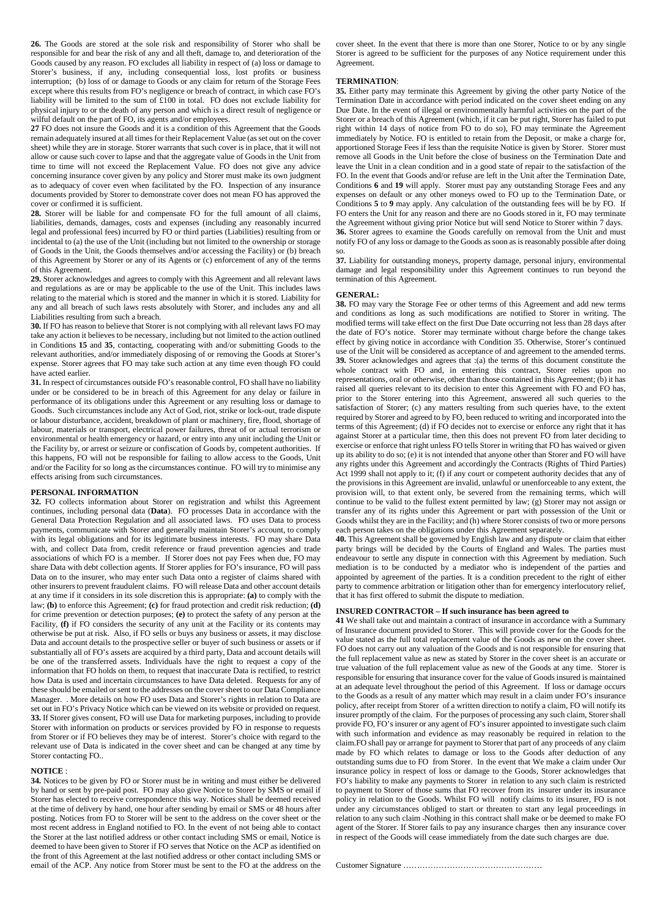**26.** The Goods are stored at the sole risk and responsibility of Storer who shall be responsible for and bear the risk of any and all theft, damage to, and deterioration of the Goods caused by any reason. FO excludes all liability in respect of (a) loss or damage to Storer's business, if any, including consequential loss, lost profits or business interruption; (b) loss of or damage to Goods or any claim for return of the Storage Fees except where this results from FO's negligence or breach of contract, in which case FO's liability will be limited to the sum of £100 in total. FO does not exclude liability for physical injury to or the death of any person and which is a direct result of negligence or wilful default on the part of FO, its agents and/or employees.

**27** FO does not insure the Goods and it is a condition of this Agreement that the Goods remain adequately insured at all times for their Replacement Value (as set out on the cover sheet) while they are in storage. Storer warrants that such cover is in place, that it will not allow or cause such cover to lapse and that the aggregate value of Goods in the Unit from time to time will not exceed the Replacement Value. FO does not give any advice concerning insurance cover given by any policy and Storer must make its own judgment as to adequacy of cover even when facilitated by the FO. Inspection of any insurance documents provided by Storer to demonstrate cover does not mean FO has approved the cover or confirmed it is sufficient.

**28.** Storer will be liable for and compensate FO for the full amount of all claims, liabilities, demands, damages, costs and expenses (including any reasonably incurred legal and professional fees) incurred by FO or third parties (Liabilities) resulting from or incidental to (a) the use of the Unit (including but not limited to the ownership or storage of Goods in the Unit, the Goods themselves and/or accessing the Facility) or (b) breach of this Agreement by Storer or any of its Agents or (c) enforcement of any of the terms of this Agreement.

**29.** Storer acknowledges and agrees to comply with this Agreement and all relevant laws and regulations as are or may be applicable to the use of the Unit. This includes laws relating to the material which is stored and the manner in which it is stored. Liability for any and all breach of such laws rests absolutely with Storer, and includes any and all Liabilities resulting from such a breach.

**30.** If FO has reason to believe that Storer is not complying with all relevant laws FO may take any action it believes to be necessary, including but not limited to the action outlined in Conditions **15** and **35**, contacting, cooperating with and/or submitting Goods to the relevant authorities, and/or immediately disposing of or removing the Goods at Storer's expense. Storer agrees that FO may take such action at any time even though FO could have acted earlier.

**31.** In respect of circumstances outside FO's reasonable control, FO shall have no liability under or be considered to be in breach of this Agreement for any delay or failure in performance of its obligations under this Agreement or any resulting loss or damage to Goods. Such circumstances include any Act of God, riot, strike or lock-out, trade dispute or labour disturbance, accident, breakdown of plant or machinery, fire, flood, shortage of labour, materials or transport, electrical power failures, threat of or actual terrorism or environmental or health emergency or hazard, or entry into any unit including the Unit or the Facility by, or arrest or seizure or confiscation of Goods by, competent authorities. If this happens, FO will not be responsible for failing to allow access to the Goods, Unit and/or the Facility for so long as the circumstances continue. FO will try to minimise any effects arising from such circumstances.

## PERSONAL INFORMATION

**32.** FO collects information about Storer on registration and whilst this Agreement continues, including personal data (**Data**). FO processes Data in accordance with the General Data Protection Regulation and all associated laws. FO uses Data to process payments, communicate with Storer and generally maintain Storer's account, to comply with its legal obligations and for its legitimate business interests. FO may share Data with, and collect Data from, credit reference or fraud prevention agencies and trade associations of which FO is a member. If Storer does not pay Fees when due, FO may share Data with debt collection agents. If Storer applies for FO's insurance, FO will pass Data on to the insurer, who may enter such Data onto a register of claims shared with other insurers to prevent fraudulent claims. FO will release Data and other account details at any time if it considers in its sole discretion this is appropriate: **(a)** to comply with the law; **(b)** to enforce this Agreement; **(c)** for fraud protection and credit risk reduction; **(d)** for crime prevention or detection purposes; **(e)** to protect the safety of any person at the Facility, **(f)** if FO considers the security of any unit at the Facility or its contents may otherwise be put at risk. Also, if FO sells or buys any business or assets, it may disclose Data and account details to the prospective seller or buyer of such business or assets or if substantially all of FO's assets are acquired by a third party, Data and account details will be one of the transferred assets. Individuals have the right to request a copy of the information that FO holds on them, to request that inaccurate Data is rectified, to restrict how Data is used and incertain circumstances to have Data deleted. Requests for any of these should be emailed or sent to the addresses on the cover sheet to our Data Compliance Manager. . More details on how FO uses Data and Storer's rights in relation to Data are set out in FO's Privacy Notice which can be viewed on its website or provided on request.

**33.** If Storer gives consent, FO will use Data for marketing purposes, including to provide Storer with information on products or services provided by FO in response to requests from Storer or if FO believes they may be of interest. Storer's choice with regard to the relevant use of Data is indicated in the cover sheet and can be changed at any time by Storer contacting FO..

## NOTICE :

**34.** Notices to be given by FO or Storer must be in writing and must either be delivered by hand or sent by pre-paid post. FO may also give Notice to Storer by SMS or email if Storer has elected to receive correspondence this way. Notices shall be deemed received at the time of delivery by hand, one hour after sending by email or SMS or 48 hours after posting. Notices from FO to Storer will be sent to the address on the cover sheet or the most recent address in England notified to FO. In the event of not being able to contact the Storer at the last notified address or other contact including SMS or email, Notice is deemed to have been given to Storer if FO serves that Notice on the ACP as identified on the front of this Agreement at the last notified address or other contact including SMS or email of the ACP. Any notice from Storer must be sent to the FO at the address on the cover sheet. In the event that there is more than one Storer, Notice to or by any single Storer is agreed to be sufficient for the purposes of any Notice requirement under this Agreement.

## TERMINATION:

**35.** Either party may terminate this Agreement by giving the other party Notice of the Termination Date in accordance with period indicated on the cover sheet ending on any Due Date. In the event of illegal or environmentally harmful activities on the part of the Storer or a breach of this Agreement (which, if it can be put right, Storer has failed to put right within 14 days of notice from FO to do so), FO may terminate the Agreement immediately by Notice. FO is entitled to retain from the Deposit, or make a charge for, apportioned Storage Fees if less than the requisite Notice is given by Storer. Storer must remove all Goods in the Unit before the close of business on the Termination Date and leave the Unit in a clean condition and in a good state of repair to the satisfaction of the FO. In the event that Goods and/or refuse are left in the Unit after the Termination Date, Conditions **6** and **19** will apply. Storer must pay any outstanding Storage Fees and any expenses on default or any other moneys owed to FO up to the Termination Date, or Conditions **5** to **9** may apply. Any calculation of the outstanding fees will be by FO. If FO enters the Unit for any reason and there are no Goods stored in it, FO may terminate the Agreement without giving prior Notice but will send Notice to Storer within 7 days.

**36.** Storer agrees to examine the Goods carefully on removal from the Unit and must notify FO of any loss or damage to the Goods as soon as is reasonably possible after doing so.

**37.** Liability for outstanding moneys, property damage, personal injury, environmental damage and legal responsibility under this Agreement continues to run beyond the termination of this Agreement.

## GENERAL:

**38.** FO may vary the Storage Fee or other terms of this Agreement and add new terms and conditions as long as such modifications are notified to Storer in writing. The modified terms will take effect on the first Due Date occurring not less than 28 days after the date of FO's notice. Storer may terminate without charge before the change takes effect by giving notice in accordance with Condition 35. Otherwise, Storer's continued use of the Unit will be considered as acceptance of and agreement to the amended terms.

**39.** Storer acknowledges and agrees that :(a) the terms of this document constitute the whole contract with FO and, in entering this contract, Storer relies upon no representations, oral or otherwise, other than those contained in this Agreement; (b) it has raised all queries relevant to its decision to enter this Agreement with FO and FO has, prior to the Storer entering into this Agreement, answered all such queries to the satisfaction of Storer; (c) any matters resulting from such queries have, to the extent required by Storer and agreed to by FO, been reduced to writing and incorporated into the terms of this Agreement; (d) if FO decides not to exercise or enforce any right that it has against Storer at a particular time, then this does not prevent FO from later deciding to exercise or enforce that right unless FO tells Storer in writing that FO has waived or given up its ability to do so; (e) it is not intended that anyone other than Storer and FO will have any rights under this Agreement and accordingly the Contracts (Rights of Third Parties) Act 1999 shall not apply to it; (f) if any court or competent authority decides that any of the provisions in this Agreement are invalid, unlawful or unenforceable to any extent, the provision will, to that extent only, be severed from the remaining terms, which will continue to be valid to the fullest extent permitted by law; (g) Storer may not assign or transfer any of its rights under this Agreement or part with possession of the Unit or Goods whilst they are in the Facility; and (h) where Storer consists of two or more persons each person takes on the obligations under this Agreement separately.

**40.** This Agreement shall be governed by English law and any dispute or claim that either party brings will be decided by the Courts of England and Wales. The parties must endeavour to settle any dispute in connection with this Agreement by mediation. Such mediation is to be conducted by a mediator who is independent of the parties and appointed by agreement of the parties. It is a condition precedent to the right of either party to commence arbitration or litigation other than for emergency interlocutory relief, that it has first offered to submit the dispute to mediation.

## INSURED CONTRACTOR – If such insurance has been agreed to

**41** We shall take out and maintain a contract of insurance in accordance with a Summary of Insurance document provided to Storer. This will provide cover for the Goods for the value stated as the full total replacement value of the Goods as new on the cover sheet. FO does not carry out any valuation of the Goods and is not responsible for ensuring that the full replacement value as new as stated by Storer in the cover sheet is an accurate or true valuation of the full replacement value as new of the Goods at any time. Storer is responsible for ensuring that insurance cover for the value of Goods insured is maintained at an adequate level throughout the period of this Agreement. If loss or damage occurs to the Goods as a result of any matter which may result in a claim under FO's insurance policy, after receipt from Storer of a written direction to notify a claim, FO will notify its insurer promptly of the claim. For the purposes of processing any such claim, Storer shall provide FO, FO's insurer or any agent of FO's insurer appointed to investigate such claim with such information and evidence as may reasonably be required in relation to the claim.FO shall pay or arrange for payment to Storer that part of any proceeds of any claim made by FO which relates to damage or loss to the Goods after deduction of any outstanding sums due to FO from Storer. In the event that We make a claim under Our insurance policy in respect of loss or damage to the Goods, Storer acknowledges that FO's liability to make any payments to Storer in relation to any such claim is restricted to payment to Storer of those sums that FO recover from its insurer under its insurance policy in relation to the Goods. Whilst FO will notify claims to its insurer, FO is not under any circumstances obliged to start or threaten to start any legal proceedings in relation to any such claim -Nothing in this contract shall make or be deemed to make FO agent of the Storer. If Storer fails to pay any insurance charges then any insurance cover in respect of the Goods will cease immediately from the date such charges are due.

Customer Signature ……………………………………………